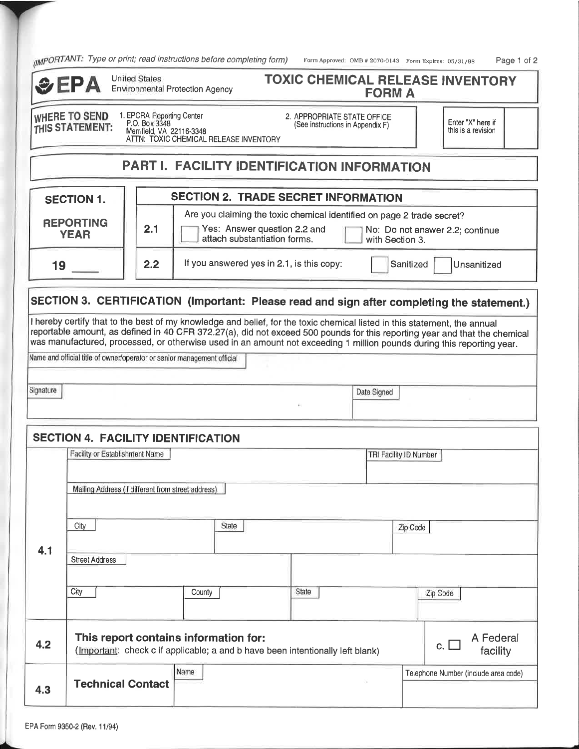*(IMPORTANT: Type or print; read instructions before completing form)* Form Approved: OMB # 2070-0143 Form Expires: 05/31/98

**EPA** United States Environmental Protection Agency

# TOXIC CHEMICAL RELEASE INVENTORY FORM A

**WHERE TO SEND THIS STATEMENT:**
1. EPCRA Reporting Center
P.O. Box 3348
Merrifield, VA 22116-3348
ATTN: TOXIC CHEMICAL RELEASE INVENTORY

2. APPROPRIATE STATE OFFICE
(See instructions in Appendix F)

Enter "X" here if this is a revision ☐

## PART I. FACILITY IDENTIFICATION INFORMATION

| SECTION 1. REPORTING YEAR | SECTION 2. TRADE SECRET INFORMATION | |
|---|---|---|
| | 2.1 | Are you claiming the toxic chemical identified on page 2 trade secret? ☐ Yes: Answer question 2.2 and attach substantiation forms. ☐ No: Do not answer 2.2; continue with Section 3. |
| 19 ____ | 2.2 | If you answered yes in 2.1, is this copy: ☐ Sanitized ☐ Unsanitized |

### SECTION 3. CERTIFICATION (Important: Please read and sign after completing the statement.)

I hereby certify that to the best of my knowledge and belief, for the toxic chemical listed in this statement, the annual reportable amount, as defined in 40 CFR 372.27(a), did not exceed 500 pounds for this reporting year and that the chemical was manufactured, processed, or otherwise used in an amount not exceeding 1 million pounds during this reporting year.

Name and official title of owner/operator or senior management official

Signature | Date Signed

### SECTION 4. FACILITY IDENTIFICATION

| | | | | |
|---|---|---|---|---|
| 4.1 | Facility or Establishment Name | | | TRI Facility ID Number |
| | Mailing Address (if different from street address) | | | |
| | City | State | | Zip Code |
| | Street Address | | | |
| | City | County | State | Zip Code |
| 4.2 | **This report contains information for:** (Important: check c if applicable; a and b have been intentionally left blank) | | | c. ☐ A Federal facility |
| 4.3 | **Technical Contact** | Name | | Telephone Number (include area code) |

EPA Form 9350-2 (Rev. 11/94)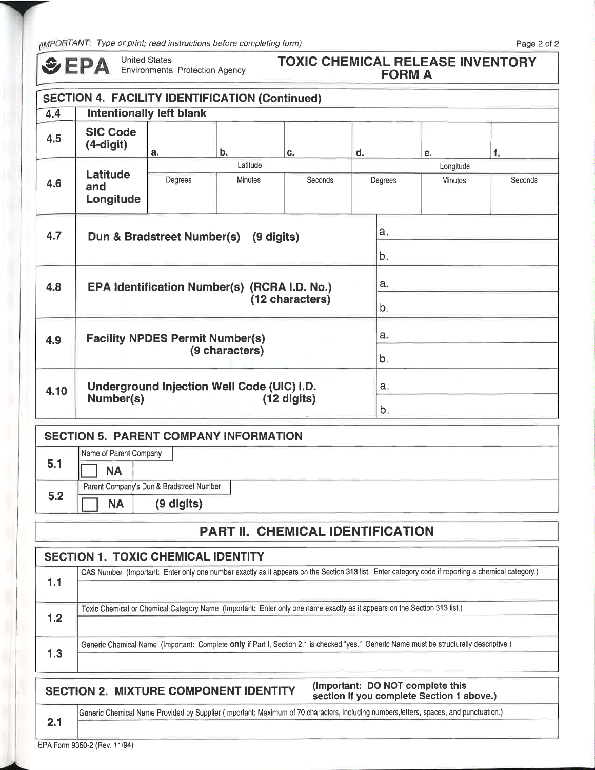*(IMPORTANT: Type or print; read instructions before completing form)*

United States Environmental Protection Agency

# TOXIC CHEMICAL RELEASE INVENTORY FORM A

## SECTION 4. FACILITY IDENTIFICATION (Continued)

| | | | | | | | |
|---|---|---|---|---|---|---|---|
| 4.4 | **Intentionally left blank** | | | | | | |
| 4.5 | **SIC Code (4-digit)** | a. | b. | c. | d. | e. | f. |
| 4.6 | **Latitude and Longitude** | Latitude | | | Longitude | | |
| | | Degrees | Minutes | Seconds | Degrees | Minutes | Seconds |
| | | | | | | | |

| | | |
|---|---|---|
| 4.7 | **Dun & Bradstreet Number(s) (9 digits)** | a. |
| | | b. |
| 4.8 | **EPA Identification Number(s) (RCRA I.D. No.) (12 characters)** | a. |
| | | b. |
| 4.9 | **Facility NPDES Permit Number(s) (9 characters)** | a. |
| | | b. |
| 4.10 | **Underground Injection Well Code (UIC) I.D. Number(s) (12 digits)** | a. |
| | | b. |

## SECTION 5. PARENT COMPANY INFORMATION

| | |
|---|---|
| 5.1 | Name of Parent Company<br>☐ **NA** |
| 5.2 | Parent Company's Dun & Bradstreet Number<br>☐ **NA** **(9 digits)** |

# PART II. CHEMICAL IDENTIFICATION

## SECTION 1. TOXIC CHEMICAL IDENTITY

| | |
|---|---|
| 1.1 | CAS Number (Important: Enter only one number exactly as it appears on the Section 313 list. Enter category code if reporting a chemical category.) |
| 1.2 | Toxic Chemical or Chemical Category Name (Important: Enter only one name exactly as it appears on the Section 313 list.) |
| 1.3 | Generic Chemical Name (Important: Complete **only** if Part I, Section 2.1 is checked "yes." Generic Name must be structurally descriptive.) |

## SECTION 2. MIXTURE COMPONENT IDENTITY

**(Important: DO NOT complete this section if you complete Section 1 above.)**

| | |
|---|---|
| 2.1 | Generic Chemical Name Provided by Supplier (Important: Maximum of 70 characters, including numbers, letters, spaces, and punctuation.) |

EPA Form 9350-2 (Rev. 11/94)